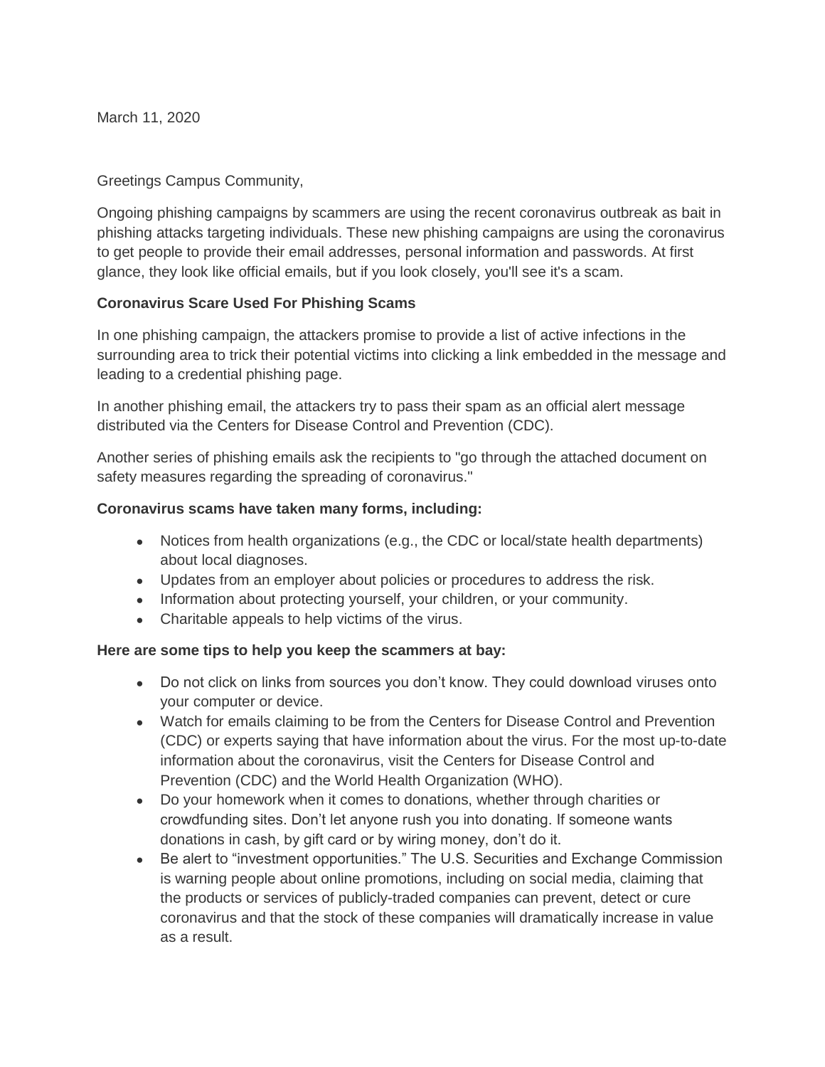March 11, 2020

Greetings Campus Community,

Ongoing phishing campaigns by scammers are using the recent coronavirus outbreak as bait in phishing attacks targeting individuals. These new phishing campaigns are using the coronavirus to get people to provide their email addresses, personal information and passwords. At first glance, they look like official emails, but if you look closely, you'll see it's a scam.

**Coronavirus Scare Used For Phishing Scams**

In one phishing campaign, the attackers promise to provide a list of active infections in the surrounding area to trick their potential victims into clicking a link embedded in the message and leading to a credential phishing page.

In another phishing email, the attackers try to pass their spam as an official alert message distributed via the Centers for Disease Control and Prevention (CDC).

Another series of phishing emails ask the recipients to "go through the attached document on safety measures regarding the spreading of coronavirus."

**Coronavirus scams have taken many forms, including:**

- Notices from health organizations (e.g., the CDC or local/state health departments) about local diagnoses.
- Updates from an employer about policies or procedures to address the risk.
- Information about protecting yourself, your children, or your community.
- Charitable appeals to help victims of the virus.

**Here are some tips to help you keep the scammers at bay:**

- Do not click on links from sources you don't know. They could download viruses onto your computer or device.
- Watch for emails claiming to be from the Centers for Disease Control and Prevention (CDC) or experts saying that have information about the virus. For the most up-to-date information about the coronavirus, visit the Centers for Disease Control and Prevention (CDC) and the World Health Organization (WHO).
- Do your homework when it comes to donations, whether through charities or crowdfunding sites. Don't let anyone rush you into donating. If someone wants donations in cash, by gift card or by wiring money, don't do it.
- Be alert to "investment opportunities." The U.S. Securities and Exchange Commission is warning people about online promotions, including on social media, claiming that the products or services of publicly-traded companies can prevent, detect or cure coronavirus and that the stock of these companies will dramatically increase in value as a result.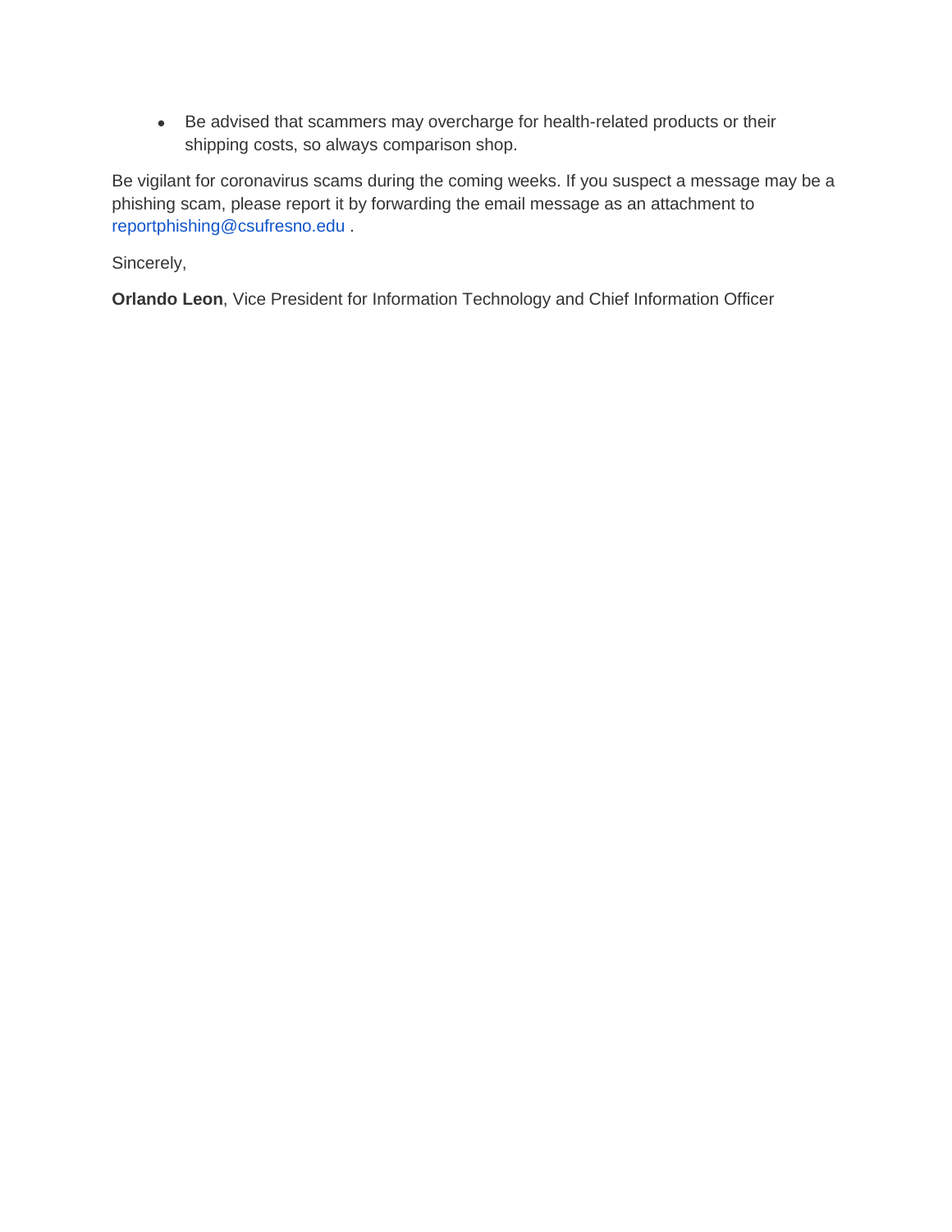- Be advised that scammers may overcharge for health-related products or their shipping costs, so always comparison shop.

Be vigilant for coronavirus scams during the coming weeks. If you suspect a message may be a phishing scam, please report it by forwarding the email message as an attachment to reportphishing@csufresno.edu .

Sincerely,

**Orlando Leon**, Vice President for Information Technology and Chief Information Officer